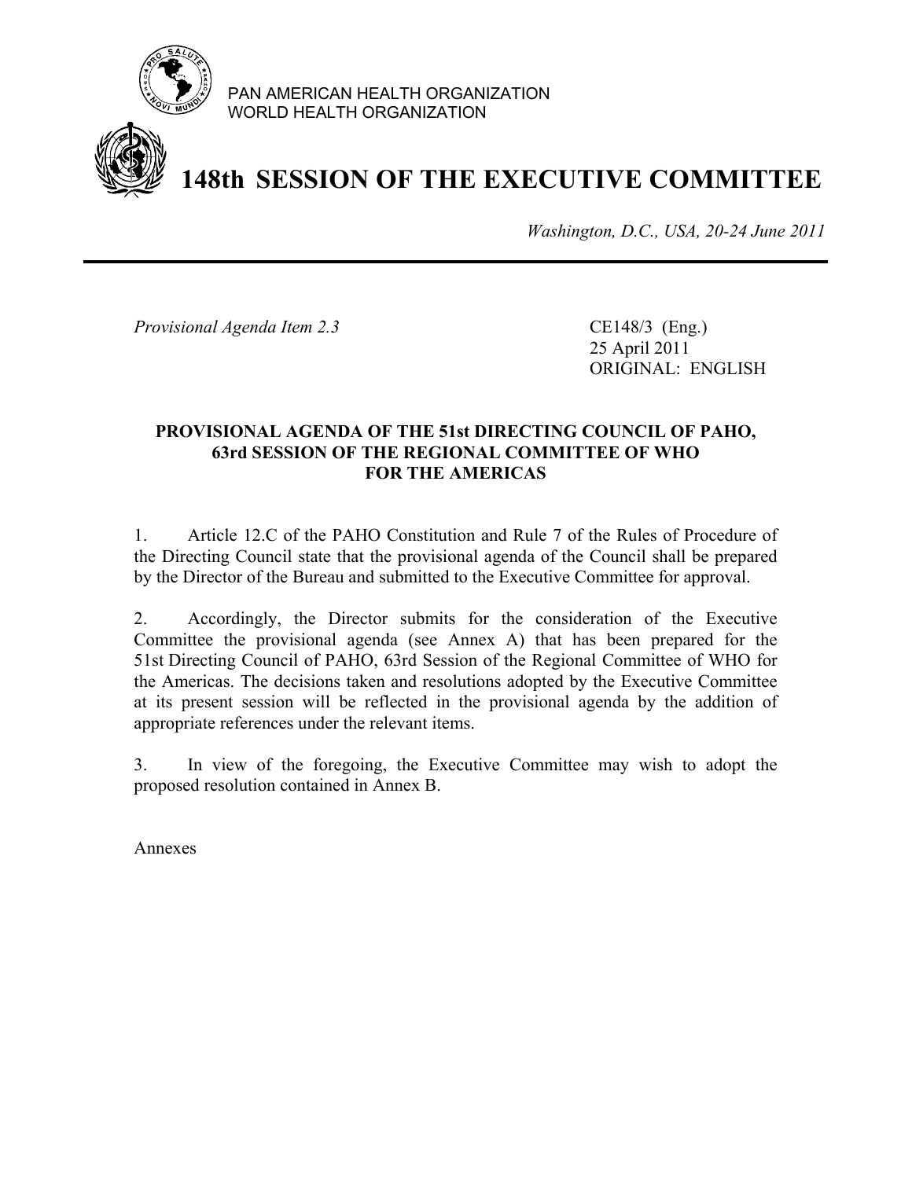PAN AMERICAN HEALTH ORGANIZATION
WORLD HEALTH ORGANIZATION

# 148th SESSION OF THE EXECUTIVE COMMITTEE

*Washington, D.C., USA, 20-24 June 2011*

---

*Provisional Agenda Item 2.3*

CE148/3 (Eng.)
25 April 2011
ORIGINAL: ENGLISH

## PROVISIONAL AGENDA OF THE 51st DIRECTING COUNCIL OF PAHO, 63rd SESSION OF THE REGIONAL COMMITTEE OF WHO FOR THE AMERICAS

1. Article 12.C of the PAHO Constitution and Rule 7 of the Rules of Procedure of the Directing Council state that the provisional agenda of the Council shall be prepared by the Director of the Bureau and submitted to the Executive Committee for approval.

2. Accordingly, the Director submits for the consideration of the Executive Committee the provisional agenda (see Annex A) that has been prepared for the 51st Directing Council of PAHO, 63rd Session of the Regional Committee of WHO for the Americas. The decisions taken and resolutions adopted by the Executive Committee at its present session will be reflected in the provisional agenda by the addition of appropriate references under the relevant items.

3. In view of the foregoing, the Executive Committee may wish to adopt the proposed resolution contained in Annex B.

Annexes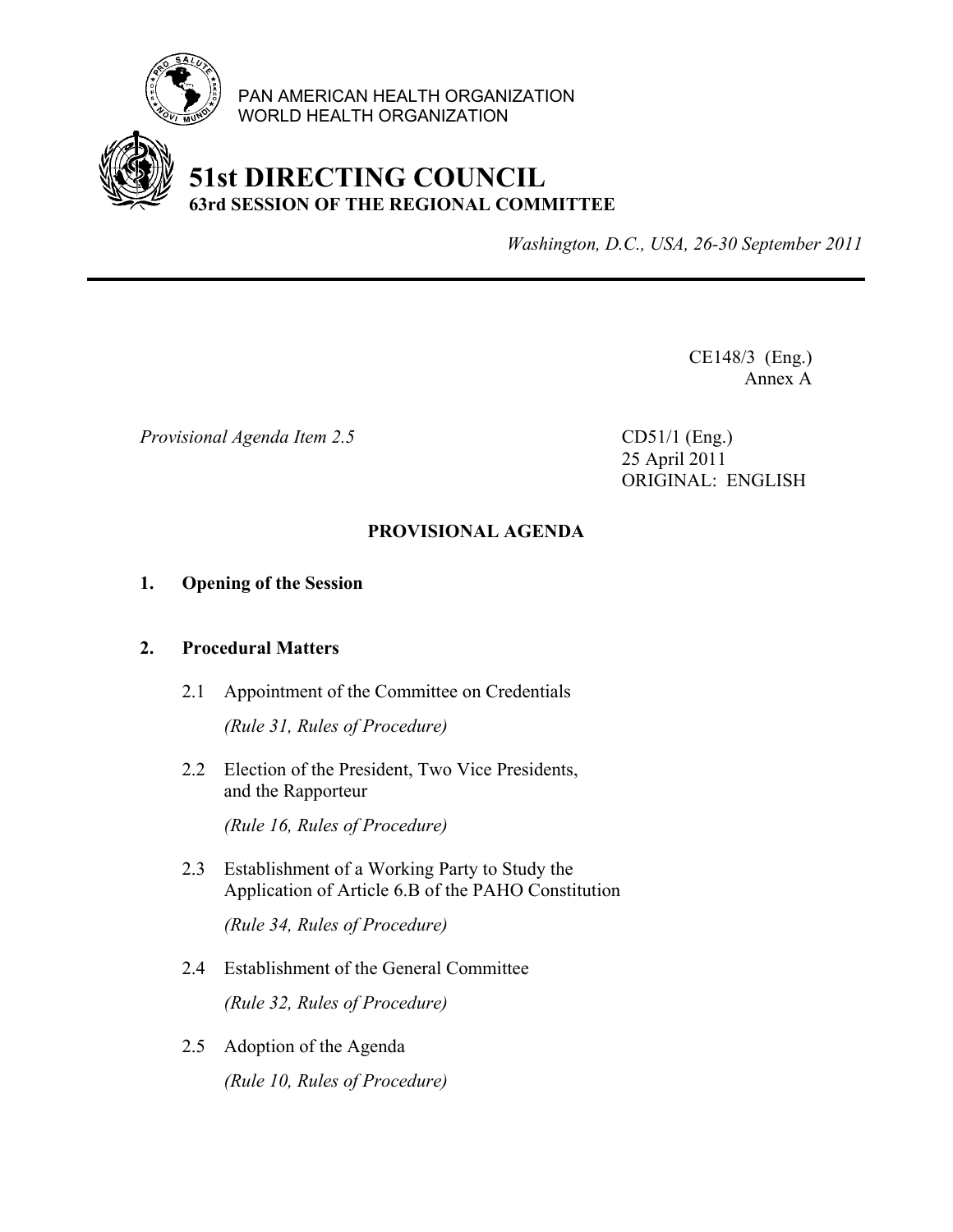PAN AMERICAN HEALTH ORGANIZATION
WORLD HEALTH ORGANIZATION

# 51st DIRECTING COUNCIL
## 63rd SESSION OF THE REGIONAL COMMITTEE

*Washington, D.C., USA, 26-30 September 2011*

---

CE148/3 (Eng.)
Annex A

*Provisional Agenda Item 2.5*

CD51/1 (Eng.)
25 April 2011
ORIGINAL: ENGLISH

**PROVISIONAL AGENDA**

**1. Opening of the Session**

**2. Procedural Matters**

2.1 Appointment of the Committee on Credentials

*(Rule 31, Rules of Procedure)*

2.2 Election of the President, Two Vice Presidents, and the Rapporteur

*(Rule 16, Rules of Procedure)*

2.3 Establishment of a Working Party to Study the Application of Article 6.B of the PAHO Constitution

*(Rule 34, Rules of Procedure)*

2.4 Establishment of the General Committee

*(Rule 32, Rules of Procedure)*

2.5 Adoption of the Agenda

*(Rule 10, Rules of Procedure)*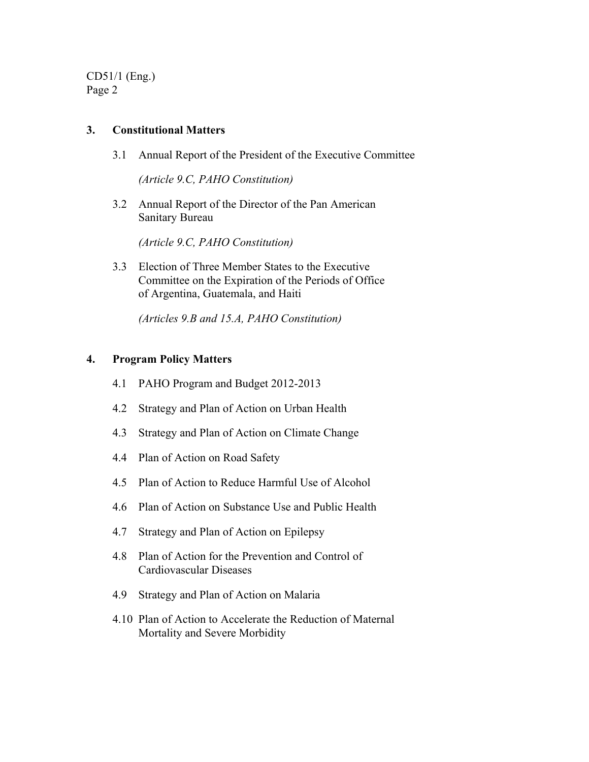## 3. Constitutional Matters

3.1 Annual Report of the President of the Executive Committee

*(Article 9.C, PAHO Constitution)*

3.2 Annual Report of the Director of the Pan American Sanitary Bureau

*(Article 9.C, PAHO Constitution)*

3.3 Election of Three Member States to the Executive Committee on the Expiration of the Periods of Office of Argentina, Guatemala, and Haiti

*(Articles 9.B and 15.A, PAHO Constitution)*

## 4. Program Policy Matters

4.1 PAHO Program and Budget 2012-2013

4.2 Strategy and Plan of Action on Urban Health

4.3 Strategy and Plan of Action on Climate Change

4.4 Plan of Action on Road Safety

4.5 Plan of Action to Reduce Harmful Use of Alcohol

4.6 Plan of Action on Substance Use and Public Health

4.7 Strategy and Plan of Action on Epilepsy

4.8 Plan of Action for the Prevention and Control of Cardiovascular Diseases

4.9 Strategy and Plan of Action on Malaria

4.10 Plan of Action to Accelerate the Reduction of Maternal Mortality and Severe Morbidity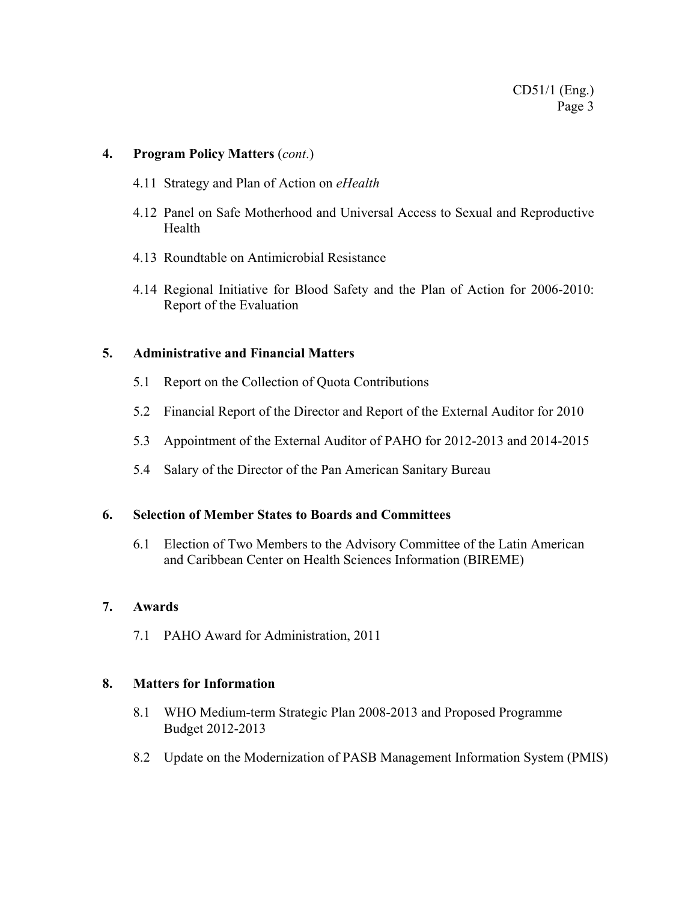**4. Program Policy Matters** (*cont*.)

4.11 Strategy and Plan of Action on *eHealth*

4.12 Panel on Safe Motherhood and Universal Access to Sexual and Reproductive Health

4.13 Roundtable on Antimicrobial Resistance

4.14 Regional Initiative for Blood Safety and the Plan of Action for 2006-2010: Report of the Evaluation

**5. Administrative and Financial Matters**

5.1 Report on the Collection of Quota Contributions

5.2 Financial Report of the Director and Report of the External Auditor for 2010

5.3 Appointment of the External Auditor of PAHO for 2012-2013 and 2014-2015

5.4 Salary of the Director of the Pan American Sanitary Bureau

**6. Selection of Member States to Boards and Committees**

6.1 Election of Two Members to the Advisory Committee of the Latin American and Caribbean Center on Health Sciences Information (BIREME)

**7. Awards**

7.1 PAHO Award for Administration, 2011

**8. Matters for Information**

8.1 WHO Medium-term Strategic Plan 2008-2013 and Proposed Programme Budget 2012-2013

8.2 Update on the Modernization of PASB Management Information System (PMIS)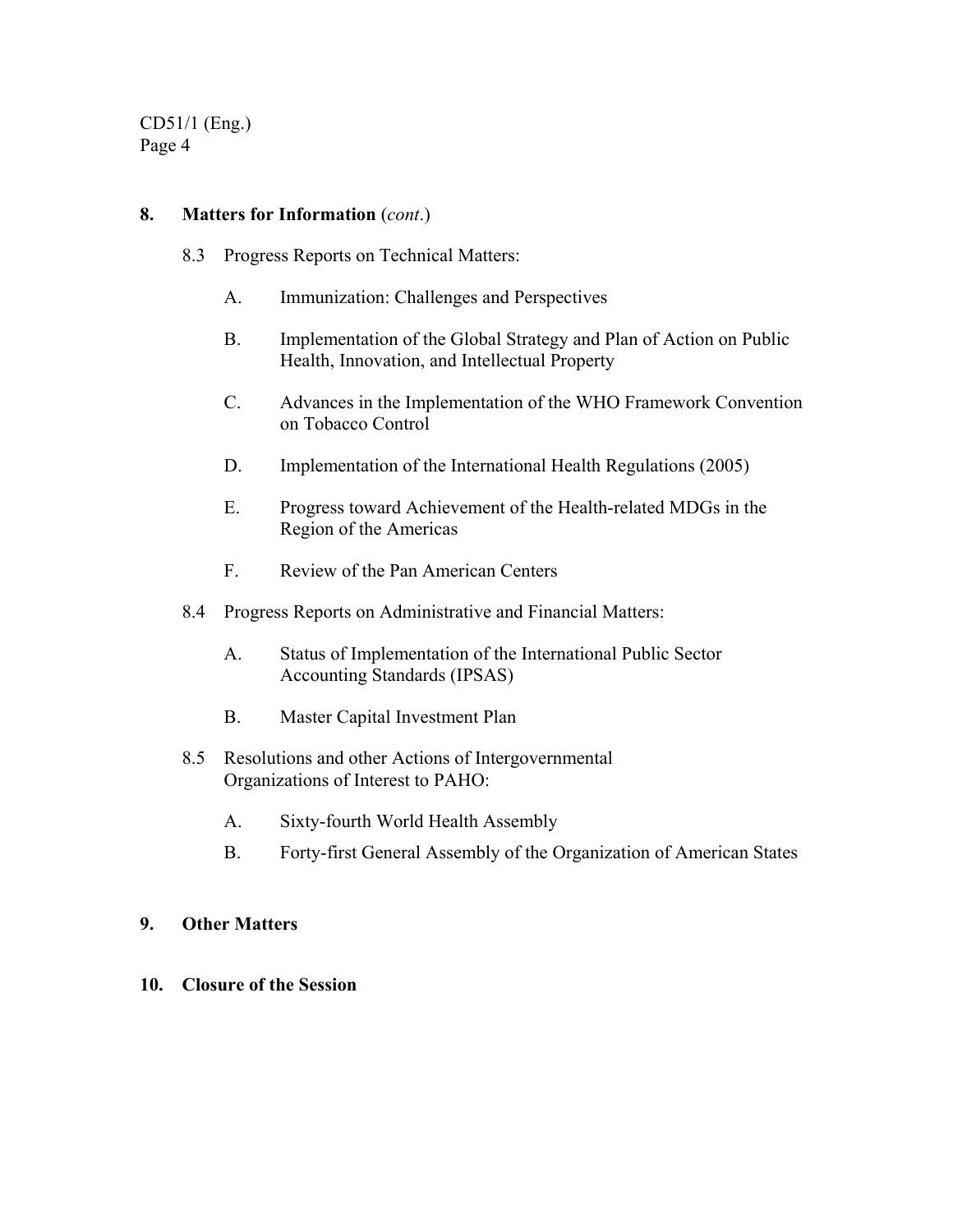**8. Matters for Information** (*cont.*)

8.3 Progress Reports on Technical Matters:

A. Immunization: Challenges and Perspectives

B. Implementation of the Global Strategy and Plan of Action on Public Health, Innovation, and Intellectual Property

C. Advances in the Implementation of the WHO Framework Convention on Tobacco Control

D. Implementation of the International Health Regulations (2005)

E. Progress toward Achievement of the Health-related MDGs in the Region of the Americas

F. Review of the Pan American Centers

8.4 Progress Reports on Administrative and Financial Matters:

A. Status of Implementation of the International Public Sector Accounting Standards (IPSAS)

B. Master Capital Investment Plan

8.5 Resolutions and other Actions of Intergovernmental Organizations of Interest to PAHO:

A. Sixty-fourth World Health Assembly

B. Forty-first General Assembly of the Organization of American States

**9. Other Matters**

**10. Closure of the Session**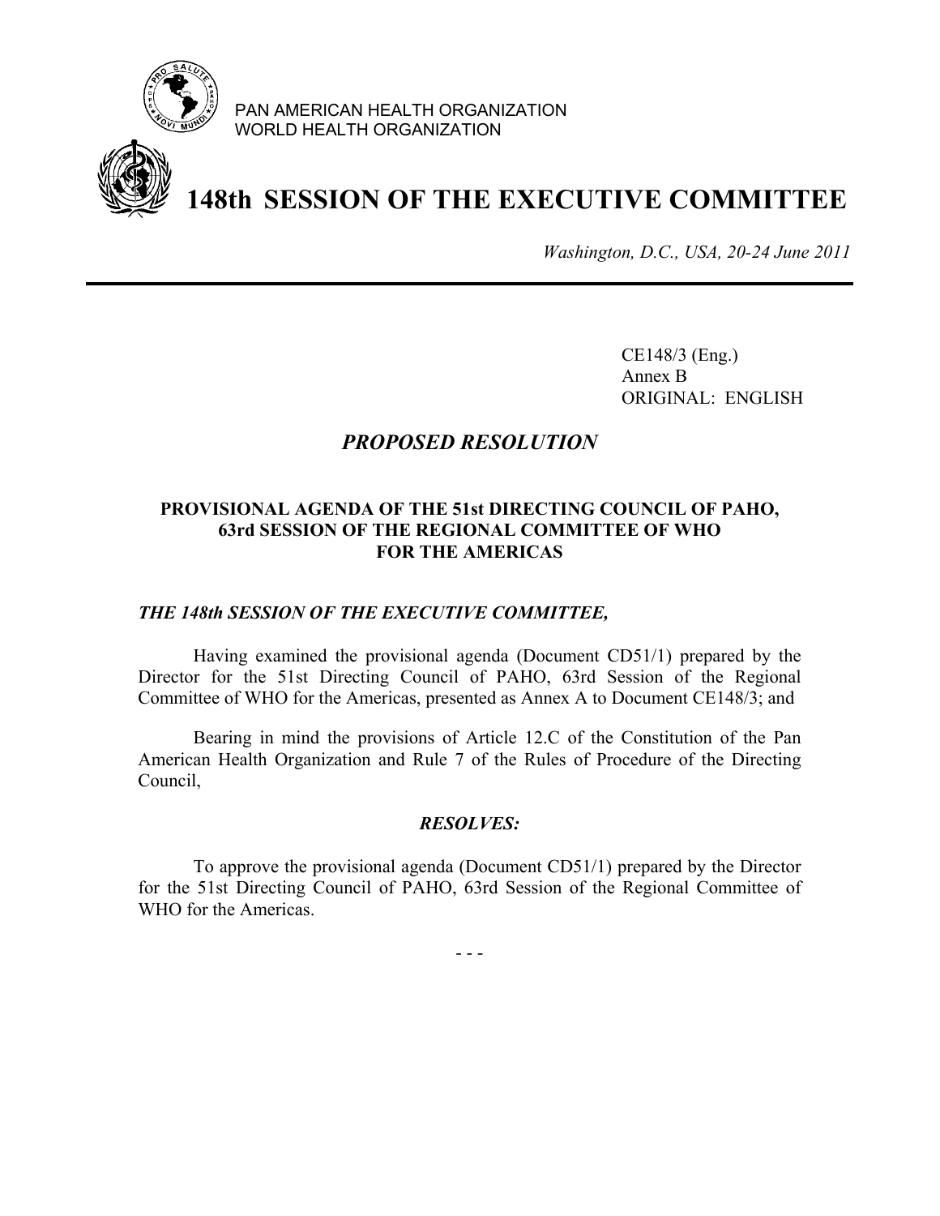PAN AMERICAN HEALTH ORGANIZATION
WORLD HEALTH ORGANIZATION

# 148th SESSION OF THE EXECUTIVE COMMITTEE

*Washington, D.C., USA, 20-24 June 2011*

CE148/3 (Eng.)
Annex B
ORIGINAL: ENGLISH

## *PROPOSED RESOLUTION*

### PROVISIONAL AGENDA OF THE 51st DIRECTING COUNCIL OF PAHO, 63rd SESSION OF THE REGIONAL COMMITTEE OF WHO FOR THE AMERICAS

***THE 148th SESSION OF THE EXECUTIVE COMMITTEE,***

Having examined the provisional agenda (Document CD51/1) prepared by the Director for the 51st Directing Council of PAHO, 63rd Session of the Regional Committee of WHO for the Americas, presented as Annex A to Document CE148/3; and

Bearing in mind the provisions of Article 12.C of the Constitution of the Pan American Health Organization and Rule 7 of the Rules of Procedure of the Directing Council,

***RESOLVES:***

To approve the provisional agenda (Document CD51/1) prepared by the Director for the 51st Directing Council of PAHO, 63rd Session of the Regional Committee of WHO for the Americas.

- - -